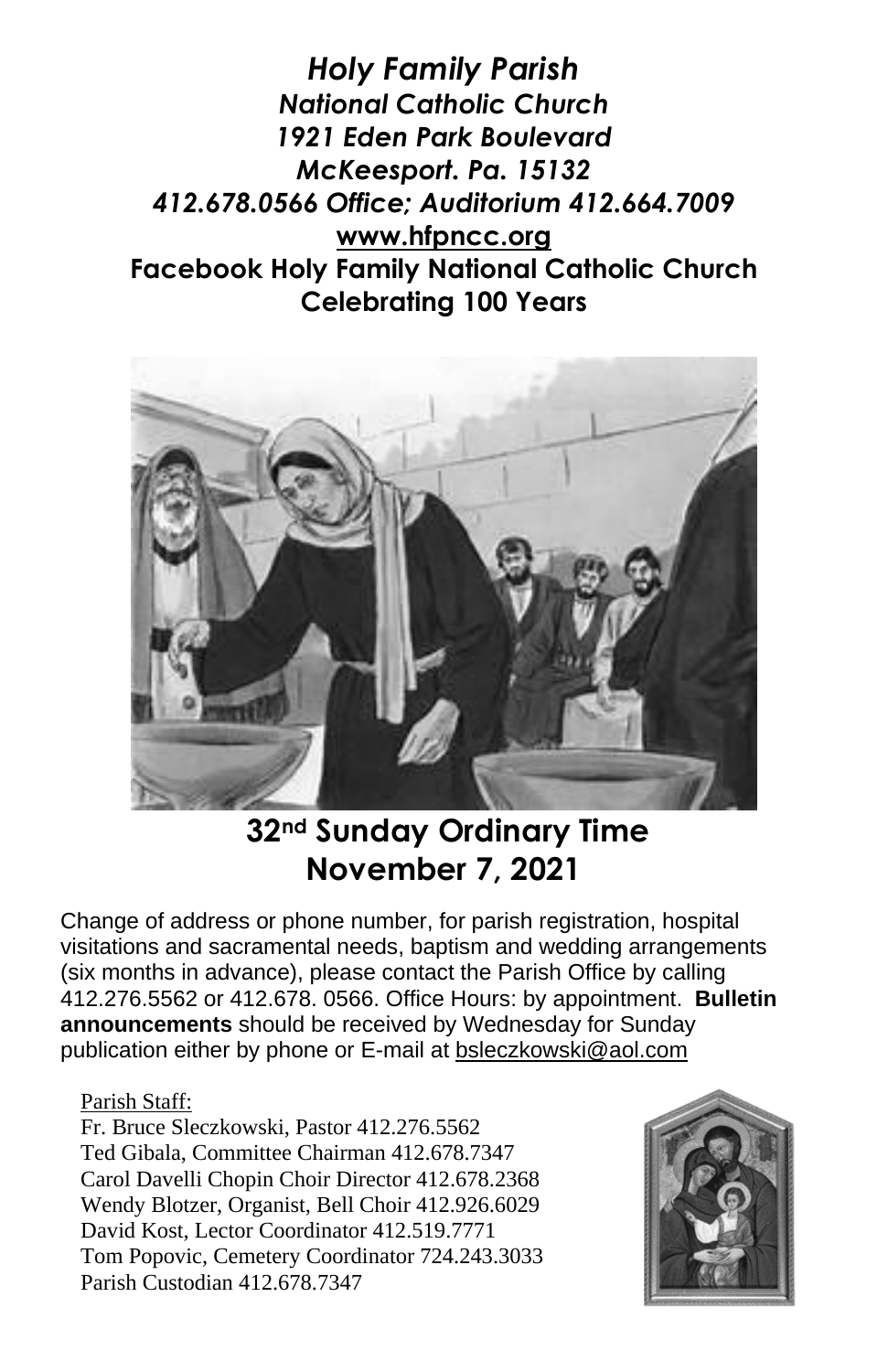# *Holy Family Parish*

***National Catholic Church***
***1921 Eden Park Boulevard***
***McKeesport. Pa. 15132***
***412.678.0566 Office; Auditorium 412.664.7009***

**www.hfpncc.org**

**Facebook Holy Family National Catholic Church**

**Celebrating 100 Years**

## 32nd Sunday Ordinary Time
## November 7, 2021

Change of address or phone number, for parish registration, hospital visitations and sacramental needs, baptism and wedding arrangements (six months in advance), please contact the Parish Office by calling 412.276.5562 or 412.678. 0566. Office Hours: by appointment. **Bulletin announcements** should be received by Wednesday for Sunday publication either by phone or E-mail at bsleczkowski@aol.com

Parish Staff:

Fr. Bruce Sleczkowski, Pastor 412.276.5562
Ted Gibala, Committee Chairman 412.678.7347
Carol Davelli Chopin Choir Director 412.678.2368
Wendy Blotzer, Organist, Bell Choir 412.926.6029
David Kost, Lector Coordinator 412.519.7771
Tom Popovic, Cemetery Coordinator 724.243.3033
Parish Custodian 412.678.7347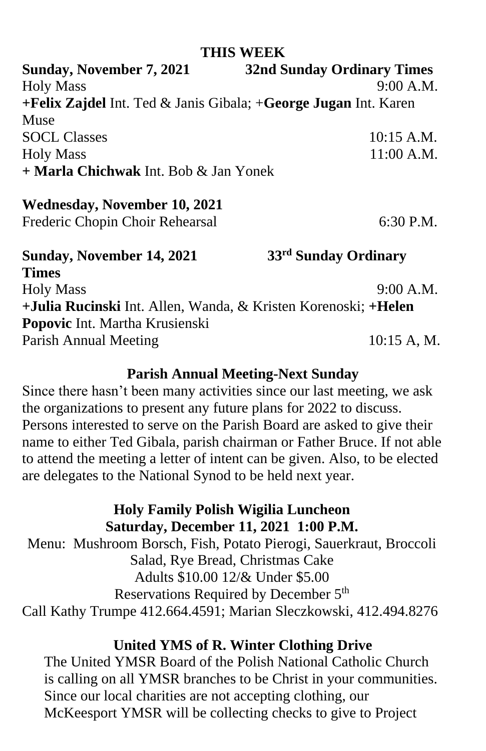## THIS WEEK

**Sunday, November 7, 2021 32nd Sunday Ordinary Times**

Holy Mass 9:00 A.M.

**+Felix Zajdel** Int. Ted & Janis Gibala; +**George Jugan** Int. Karen Muse

SOCL Classes 10:15 A.M.

Holy Mass 11:00 A.M.

**+ Marla Chichwak** Int. Bob & Jan Yonek

**Wednesday, November 10, 2021**

Frederic Chopin Choir Rehearsal 6:30 P.M.

**Sunday, November 14, 2021 33rd Sunday Ordinary Times**

Holy Mass 9:00 A.M.

**+Julia Rucinski** Int. Allen, Wanda, & Kristen Korenoski; **+Helen Popovic** Int. Martha Krusienski

Parish Annual Meeting 10:15 A, M.

### Parish Annual Meeting-Next Sunday

Since there hasn't been many activities since our last meeting, we ask the organizations to present any future plans for 2022 to discuss. Persons interested to serve on the Parish Board are asked to give their name to either Ted Gibala, parish chairman or Father Bruce. If not able to attend the meeting a letter of intent can be given. Also, to be elected are delegates to the National Synod to be held next year.

### Holy Family Polish Wigilia Luncheon
### Saturday, December 11, 2021 1:00 P.M.

Menu: Mushroom Borsch, Fish, Potato Pierogi, Sauerkraut, Broccoli Salad, Rye Bread, Christmas Cake

Adults $10.00 12/& Under $5.00

Reservations Required by December 5th

Call Kathy Trumpe 412.664.4591; Marian Sleczkowski, 412.494.8276

### United YMS of R. Winter Clothing Drive

The United YMSR Board of the Polish National Catholic Church is calling on all YMSR branches to be Christ in your communities. Since our local charities are not accepting clothing, our McKeesport YMSR will be collecting checks to give to Project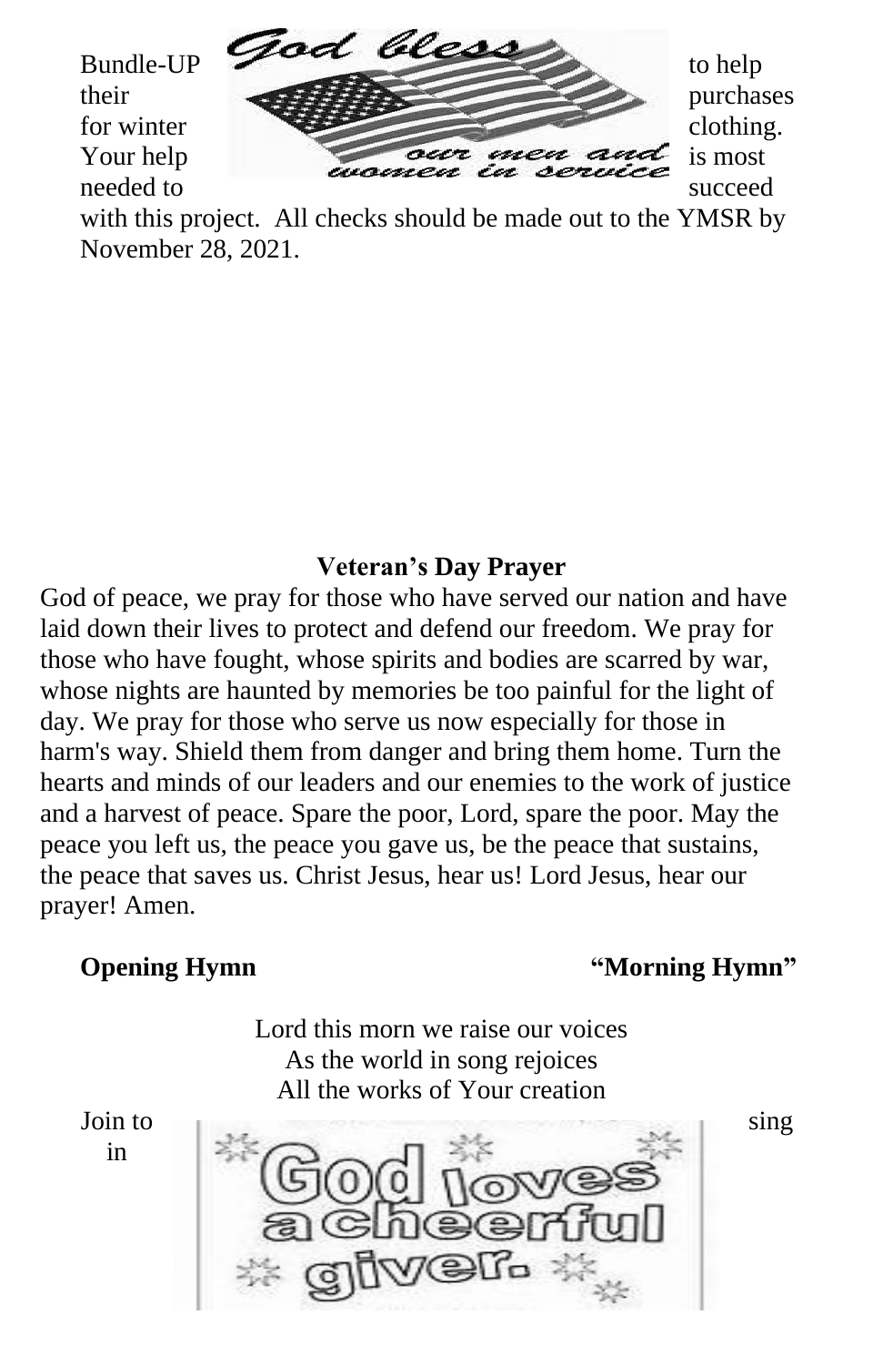Bundle-UP to help their purchases for winter clothing. Your help is most needed to succeed with this project. All checks should be made out to the YMSR by November 28, 2021.

**Veteran's Day Prayer**

God of peace, we pray for those who have served our nation and have laid down their lives to protect and defend our freedom. We pray for those who have fought, whose spirits and bodies are scarred by war, whose nights are haunted by memories be too painful for the light of day. We pray for those who serve us now especially for those in harm's way. Shield them from danger and bring them home. Turn the hearts and minds of our leaders and our enemies to the work of justice and a harvest of peace. Spare the poor, Lord, spare the poor. May the peace you left us, the peace you gave us, be the peace that sustains, the peace that saves us. Christ Jesus, hear us! Lord Jesus, hear our prayer! Amen.

**Opening Hymn** **"Morning Hymn"**

Lord this morn we raise our voices
As the world in song rejoices
All the works of Your creation
Join to sing in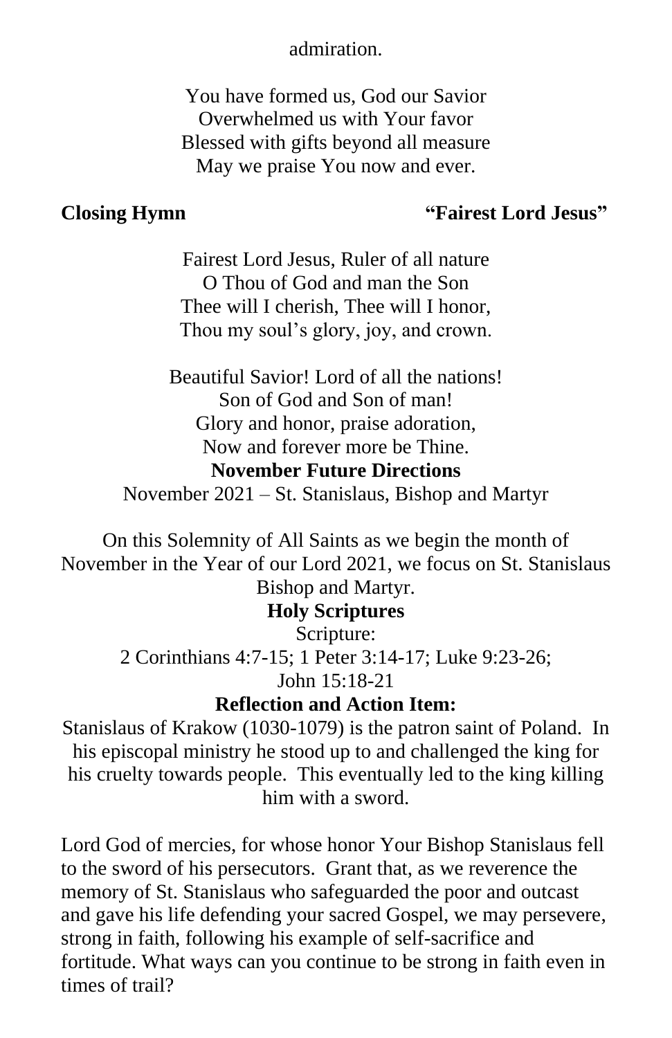admiration.

You have formed us, God our Savior  
Overwhelmed us with Your favor  
Blessed with gifts beyond all measure  
May we praise You now and ever.

**Closing Hymn** **"Fairest Lord Jesus"**

Fairest Lord Jesus, Ruler of all nature  
O Thou of God and man the Son  
Thee will I cherish, Thee will I honor,  
Thou my soul's glory, joy, and crown.

Beautiful Savior! Lord of all the nations!  
Son of God and Son of man!  
Glory and honor, praise adoration,  
Now and forever more be Thine.

## November Future Directions

November 2021 – St. Stanislaus, Bishop and Martyr

On this Solemnity of All Saints as we begin the month of November in the Year of our Lord 2021, we focus on St. Stanislaus Bishop and Martyr.

### Holy Scriptures

Scripture:  
2 Corinthians 4:7-15; 1 Peter 3:14-17; Luke 9:23-26;  
John 15:18-21

### Reflection and Action Item:

Stanislaus of Krakow (1030-1079) is the patron saint of Poland. In his episcopal ministry he stood up to and challenged the king for his cruelty towards people. This eventually led to the king killing him with a sword.

Lord God of mercies, for whose honor Your Bishop Stanislaus fell to the sword of his persecutors. Grant that, as we reverence the memory of St. Stanislaus who safeguarded the poor and outcast and gave his life defending your sacred Gospel, we may persevere, strong in faith, following his example of self-sacrifice and fortitude. What ways can you continue to be strong in faith even in times of trail?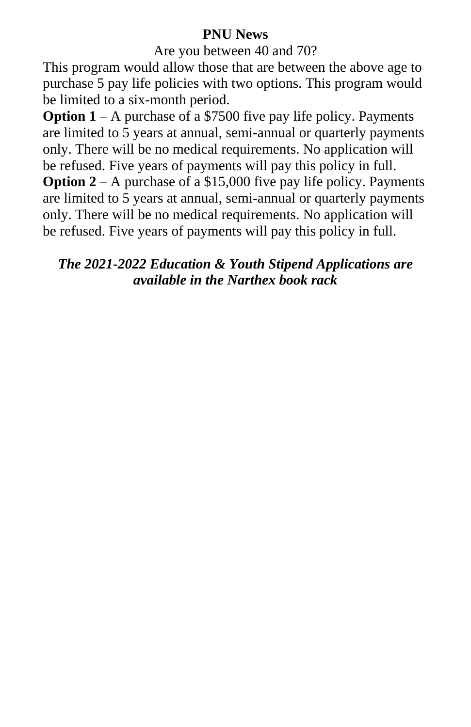**PNU News**

Are you between 40 and 70?

This program would allow those that are between the above age to purchase 5 pay life policies with two options. This program would be limited to a six-month period.

**Option 1** – A purchase of a $7500 five pay life policy. Payments are limited to 5 years at annual, semi-annual or quarterly payments only. There will be no medical requirements. No application will be refused. Five years of payments will pay this policy in full.

**Option 2** – A purchase of a $15,000 five pay life policy. Payments are limited to 5 years at annual, semi-annual or quarterly payments only. There will be no medical requirements. No application will be refused. Five years of payments will pay this policy in full.

***The 2021-2022 Education & Youth Stipend Applications are available in the Narthex book rack***